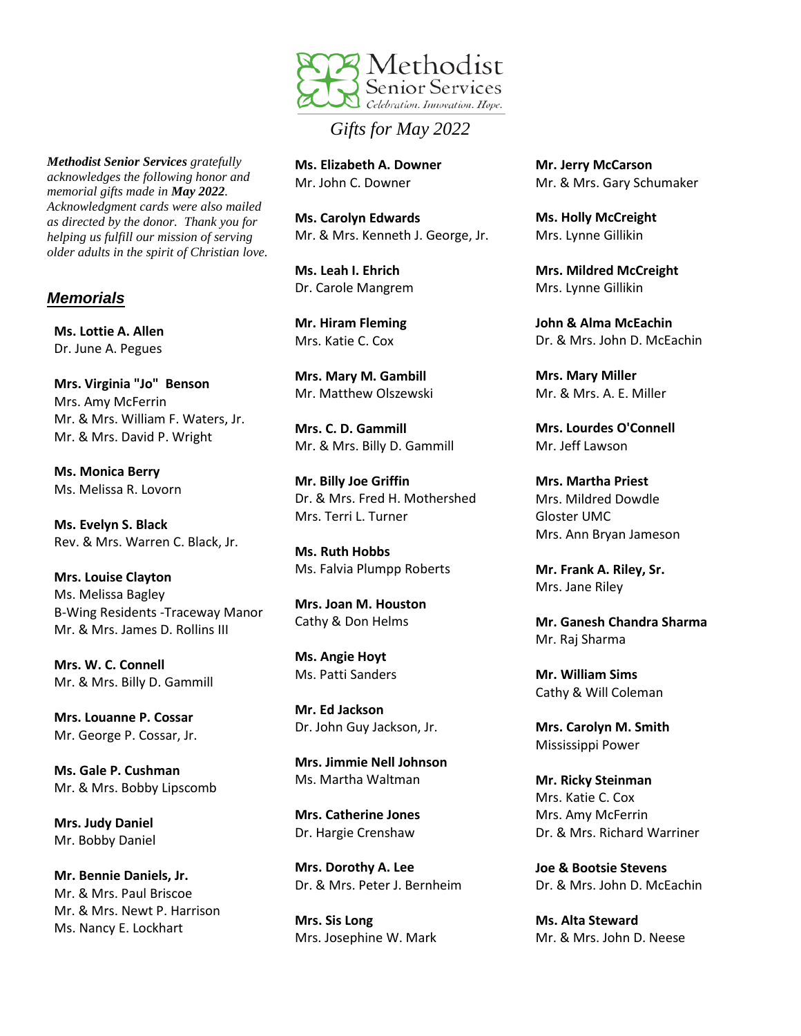# Methodist Senior Services

*Celebration. Innovation. Hope.*

## *Gifts for May 2022*

***Methodist Senior Services** gratefully acknowledges the following honor and memorial gifts made in **May 2022**. Acknowledgment cards were also mailed as directed by the donor. Thank you for helping us fulfill our mission of serving older adults in the spirit of Christian love.*

## ***Memorials***

**Ms. Lottie A. Allen**
Dr. June A. Pegues

**Mrs. Virginia "Jo" Benson**
Mrs. Amy McFerrin
Mr. & Mrs. William F. Waters, Jr.
Mr. & Mrs. David P. Wright

**Ms. Monica Berry**
Ms. Melissa R. Lovorn

**Ms. Evelyn S. Black**
Rev. & Mrs. Warren C. Black, Jr.

**Mrs. Louise Clayton**
Ms. Melissa Bagley
B-Wing Residents -Traceway Manor
Mr. & Mrs. James D. Rollins III

**Mrs. W. C. Connell**
Mr. & Mrs. Billy D. Gammill

**Mrs. Louanne P. Cossar**
Mr. George P. Cossar, Jr.

**Ms. Gale P. Cushman**
Mr. & Mrs. Bobby Lipscomb

**Mrs. Judy Daniel**
Mr. Bobby Daniel

**Mr. Bennie Daniels, Jr.**
Mr. & Mrs. Paul Briscoe
Mr. & Mrs. Newt P. Harrison
Ms. Nancy E. Lockhart

**Ms. Elizabeth A. Downer**
Mr. John C. Downer

**Ms. Carolyn Edwards**
Mr. & Mrs. Kenneth J. George, Jr.

**Ms. Leah I. Ehrich**
Dr. Carole Mangrem

**Mr. Hiram Fleming**
Mrs. Katie C. Cox

**Mrs. Mary M. Gambill**
Mr. Matthew Olszewski

**Mrs. C. D. Gammill**
Mr. & Mrs. Billy D. Gammill

**Mr. Billy Joe Griffin**
Dr. & Mrs. Fred H. Mothershed
Mrs. Terri L. Turner

**Ms. Ruth Hobbs**
Ms. Falvia Plumpp Roberts

**Mrs. Joan M. Houston**
Cathy & Don Helms

**Ms. Angie Hoyt**
Ms. Patti Sanders

**Mr. Ed Jackson**
Dr. John Guy Jackson, Jr.

**Mrs. Jimmie Nell Johnson**
Ms. Martha Waltman

**Mrs. Catherine Jones**
Dr. Hargie Crenshaw

**Mrs. Dorothy A. Lee**
Dr. & Mrs. Peter J. Bernheim

**Mrs. Sis Long**
Mrs. Josephine W. Mark

**Mr. Jerry McCarson**
Mr. & Mrs. Gary Schumaker

**Ms. Holly McCreight**
Mrs. Lynne Gillikin

**Mrs. Mildred McCreight**
Mrs. Lynne Gillikin

**John & Alma McEachin**
Dr. & Mrs. John D. McEachin

**Mrs. Mary Miller**
Mr. & Mrs. A. E. Miller

**Mrs. Lourdes O'Connell**
Mr. Jeff Lawson

**Mrs. Martha Priest**
Mrs. Mildred Dowdle
Gloster UMC
Mrs. Ann Bryan Jameson

**Mr. Frank A. Riley, Sr.**
Mrs. Jane Riley

**Mr. Ganesh Chandra Sharma**
Mr. Raj Sharma

**Mr. William Sims**
Cathy & Will Coleman

**Mrs. Carolyn M. Smith**
Mississippi Power

**Mr. Ricky Steinman**
Mrs. Katie C. Cox
Mrs. Amy McFerrin
Dr. & Mrs. Richard Warriner

**Joe & Bootsie Stevens**
Dr. & Mrs. John D. McEachin

**Ms. Alta Steward**
Mr. & Mrs. John D. Neese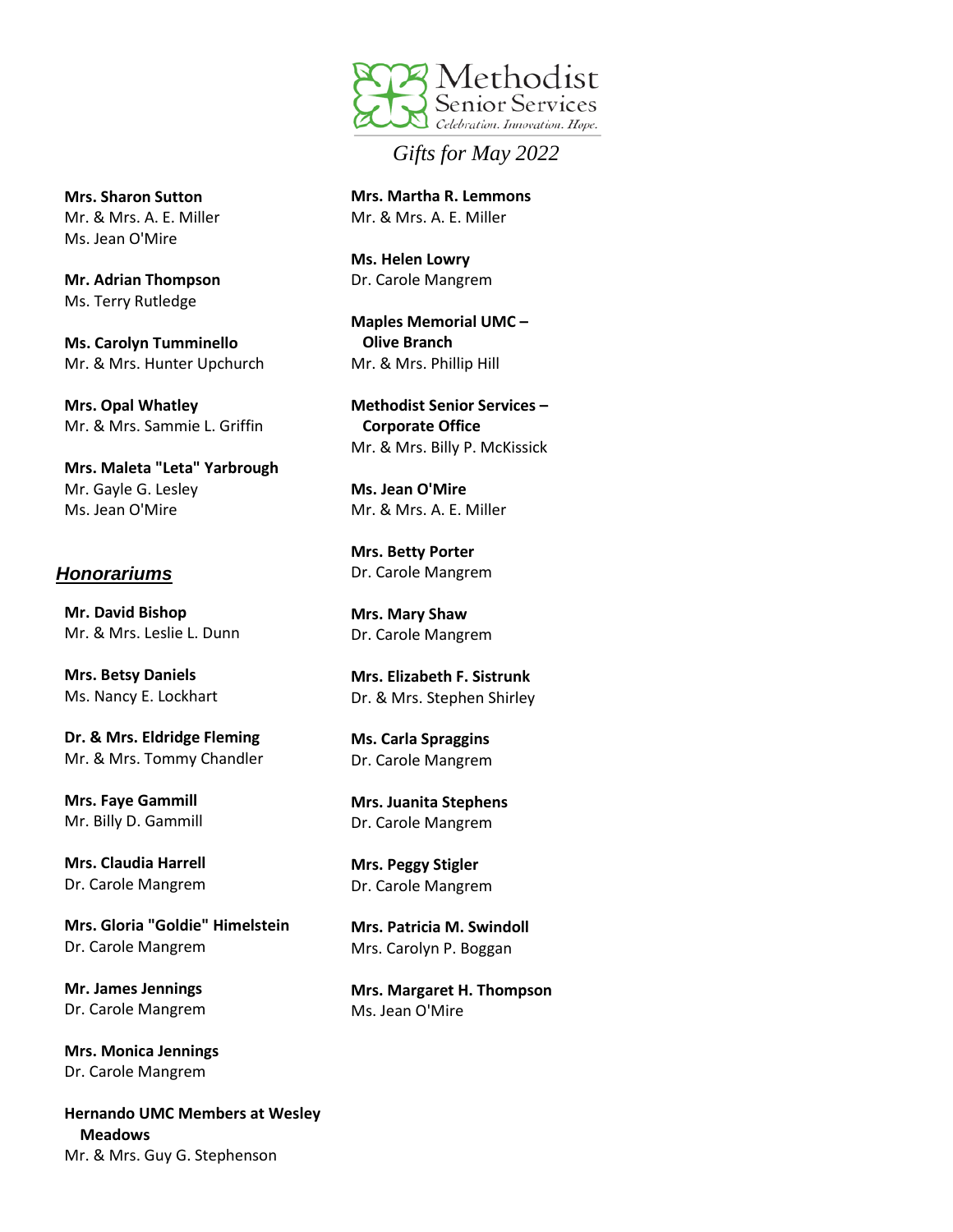Methodist Senior Services
*Celebration. Innovation. Hope.*

*Gifts for May 2022*

**Mrs. Sharon Sutton**
Mr. & Mrs. A. E. Miller
Ms. Jean O'Mire

**Mr. Adrian Thompson**
Ms. Terry Rutledge

**Ms. Carolyn Tumminello**
Mr. & Mrs. Hunter Upchurch

**Mrs. Opal Whatley**
Mr. & Mrs. Sammie L. Griffin

**Mrs. Maleta "Leta" Yarbrough**
Mr. Gayle G. Lesley
Ms. Jean O'Mire

## *Honorariums*

**Mr. David Bishop**
Mr. & Mrs. Leslie L. Dunn

**Mrs. Betsy Daniels**
Ms. Nancy E. Lockhart

**Dr. & Mrs. Eldridge Fleming**
Mr. & Mrs. Tommy Chandler

**Mrs. Faye Gammill**
Mr. Billy D. Gammill

**Mrs. Claudia Harrell**
Dr. Carole Mangrem

**Mrs. Gloria "Goldie" Himelstein**
Dr. Carole Mangrem

**Mr. James Jennings**
Dr. Carole Mangrem

**Mrs. Monica Jennings**
Dr. Carole Mangrem

**Hernando UMC Members at Wesley Meadows**
Mr. & Mrs. Guy G. Stephenson

**Mrs. Martha R. Lemmons**
Mr. & Mrs. A. E. Miller

**Ms. Helen Lowry**
Dr. Carole Mangrem

**Maples Memorial UMC – Olive Branch**
Mr. & Mrs. Phillip Hill

**Methodist Senior Services – Corporate Office**
Mr. & Mrs. Billy P. McKissick

**Ms. Jean O'Mire**
Mr. & Mrs. A. E. Miller

**Mrs. Betty Porter**
Dr. Carole Mangrem

**Mrs. Mary Shaw**
Dr. Carole Mangrem

**Mrs. Elizabeth F. Sistrunk**
Dr. & Mrs. Stephen Shirley

**Ms. Carla Spraggins**
Dr. Carole Mangrem

**Mrs. Juanita Stephens**
Dr. Carole Mangrem

**Mrs. Peggy Stigler**
Dr. Carole Mangrem

**Mrs. Patricia M. Swindoll**
Mrs. Carolyn P. Boggan

**Mrs. Margaret H. Thompson**
Ms. Jean O'Mire